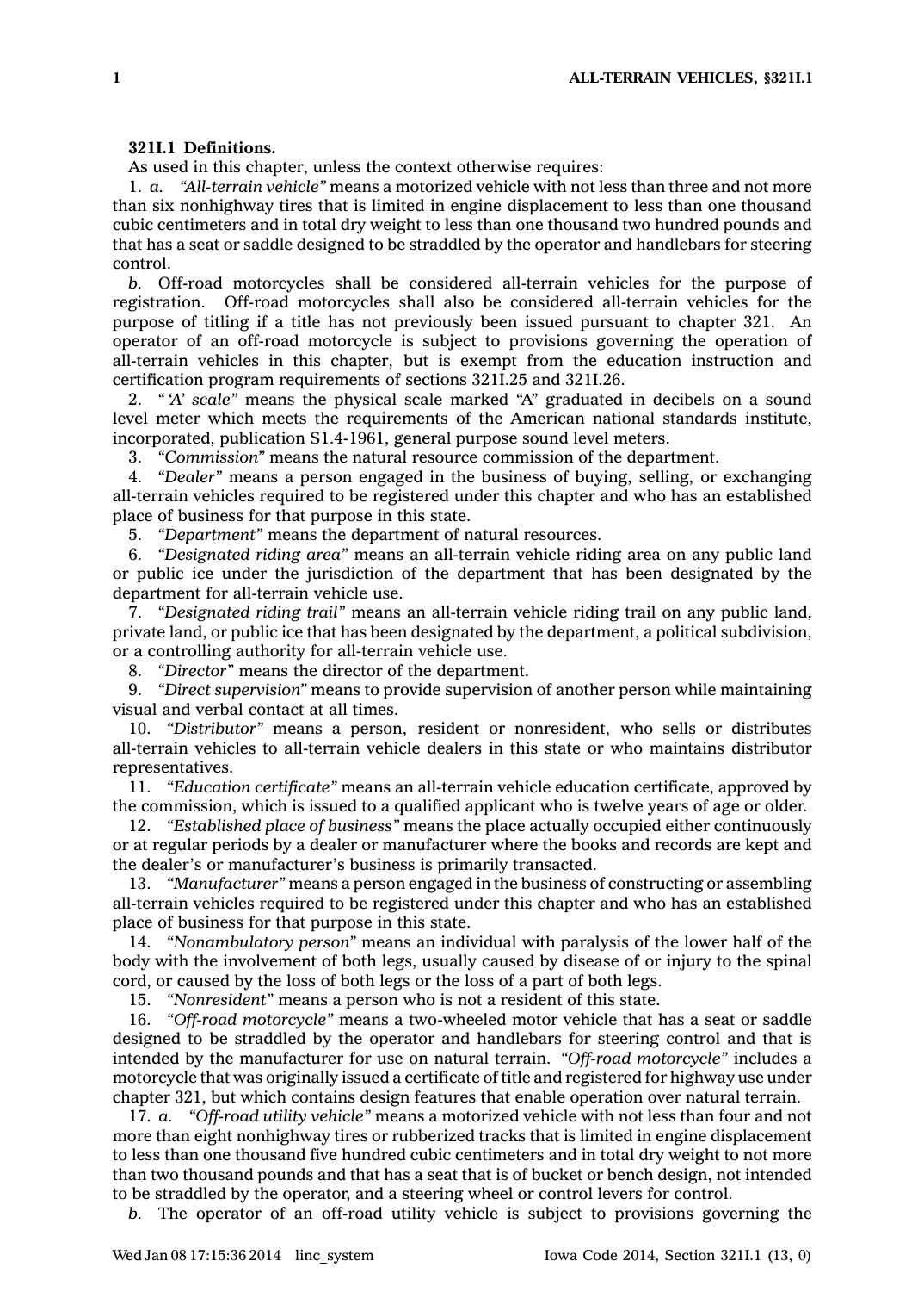**321I.1 Definitions.**

As used in this chapter, unless the context otherwise requires:

1. *a.* *"All-terrain vehicle"* means a motorized vehicle with not less than three and not more than six nonhighway tires that is limited in engine displacement to less than one thousand cubic centimeters and in total dry weight to less than one thousand two hundred pounds and that has a seat or saddle designed to be straddled by the operator and handlebars for steering control.

*b.* Off-road motorcycles shall be considered all-terrain vehicles for the purpose of registration. Off-road motorcycles shall also be considered all-terrain vehicles for the purpose of titling if a title has not previously been issued pursuant to chapter 321. An operator of an off-road motorcycle is subject to provisions governing the operation of all-terrain vehicles in this chapter, but is exempt from the education instruction and certification program requirements of sections 321I.25 and 321I.26.

2. *" 'A' scale"* means the physical scale marked "A" graduated in decibels on a sound level meter which meets the requirements of the American national standards institute, incorporated, publication S1.4-1961, general purpose sound level meters.

3. *"Commission"* means the natural resource commission of the department.

4. *"Dealer"* means a person engaged in the business of buying, selling, or exchanging all-terrain vehicles required to be registered under this chapter and who has an established place of business for that purpose in this state.

5. *"Department"* means the department of natural resources.

6. *"Designated riding area"* means an all-terrain vehicle riding area on any public land or public ice under the jurisdiction of the department that has been designated by the department for all-terrain vehicle use.

7. *"Designated riding trail"* means an all-terrain vehicle riding trail on any public land, private land, or public ice that has been designated by the department, a political subdivision, or a controlling authority for all-terrain vehicle use.

8. *"Director"* means the director of the department.

9. *"Direct supervision"* means to provide supervision of another person while maintaining visual and verbal contact at all times.

10. *"Distributor"* means a person, resident or nonresident, who sells or distributes all-terrain vehicles to all-terrain vehicle dealers in this state or who maintains distributor representatives.

11. *"Education certificate"* means an all-terrain vehicle education certificate, approved by the commission, which is issued to a qualified applicant who is twelve years of age or older.

12. *"Established place of business"* means the place actually occupied either continuously or at regular periods by a dealer or manufacturer where the books and records are kept and the dealer's or manufacturer's business is primarily transacted.

13. *"Manufacturer"* means a person engaged in the business of constructing or assembling all-terrain vehicles required to be registered under this chapter and who has an established place of business for that purpose in this state.

14. *"Nonambulatory person"* means an individual with paralysis of the lower half of the body with the involvement of both legs, usually caused by disease of or injury to the spinal cord, or caused by the loss of both legs or the loss of a part of both legs.

15. *"Nonresident"* means a person who is not a resident of this state.

16. *"Off-road motorcycle"* means a two-wheeled motor vehicle that has a seat or saddle designed to be straddled by the operator and handlebars for steering control and that is intended by the manufacturer for use on natural terrain. *"Off-road motorcycle"* includes a motorcycle that was originally issued a certificate of title and registered for highway use under chapter 321, but which contains design features that enable operation over natural terrain.

17. *a.* *"Off-road utility vehicle"* means a motorized vehicle with not less than four and not more than eight nonhighway tires or rubberized tracks that is limited in engine displacement to less than one thousand five hundred cubic centimeters and in total dry weight to not more than two thousand pounds and that has a seat that is of bucket or bench design, not intended to be straddled by the operator, and a steering wheel or control levers for control.

*b.* The operator of an off-road utility vehicle is subject to provisions governing the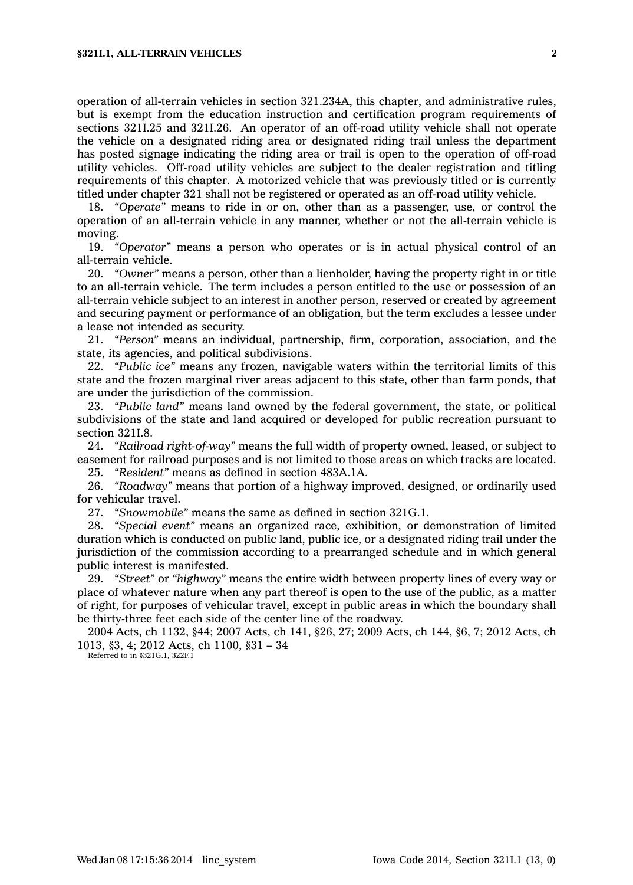operation of all-terrain vehicles in section 321.234A, this chapter, and administrative rules, but is exempt from the education instruction and certification program requirements of sections 321I.25 and 321I.26. An operator of an off-road utility vehicle shall not operate the vehicle on a designated riding area or designated riding trail unless the department has posted signage indicating the riding area or trail is open to the operation of off-road utility vehicles. Off-road utility vehicles are subject to the dealer registration and titling requirements of this chapter. A motorized vehicle that was previously titled or is currently titled under chapter 321 shall not be registered or operated as an off-road utility vehicle.

18. *"Operate"* means to ride in or on, other than as a passenger, use, or control the operation of an all-terrain vehicle in any manner, whether or not the all-terrain vehicle is moving.

19. *"Operator"* means a person who operates or is in actual physical control of an all-terrain vehicle.

20. *"Owner"* means a person, other than a lienholder, having the property right in or title to an all-terrain vehicle. The term includes a person entitled to the use or possession of an all-terrain vehicle subject to an interest in another person, reserved or created by agreement and securing payment or performance of an obligation, but the term excludes a lessee under a lease not intended as security.

21. *"Person"* means an individual, partnership, firm, corporation, association, and the state, its agencies, and political subdivisions.

22. *"Public ice"* means any frozen, navigable waters within the territorial limits of this state and the frozen marginal river areas adjacent to this state, other than farm ponds, that are under the jurisdiction of the commission.

23. *"Public land"* means land owned by the federal government, the state, or political subdivisions of the state and land acquired or developed for public recreation pursuant to section 321I.8.

24. *"Railroad right-of-way"* means the full width of property owned, leased, or subject to easement for railroad purposes and is not limited to those areas on which tracks are located.

25. *"Resident"* means as defined in section 483A.1A.

26. *"Roadway"* means that portion of a highway improved, designed, or ordinarily used for vehicular travel.

27. *"Snowmobile"* means the same as defined in section 321G.1.

28. *"Special event"* means an organized race, exhibition, or demonstration of limited duration which is conducted on public land, public ice, or a designated riding trail under the jurisdiction of the commission according to a prearranged schedule and in which general public interest is manifested.

29. *"Street"* or *"highway"* means the entire width between property lines of every way or place of whatever nature when any part thereof is open to the use of the public, as a matter of right, for purposes of vehicular travel, except in public areas in which the boundary shall be thirty-three feet each side of the center line of the roadway.

2004 Acts, ch 1132, §44; 2007 Acts, ch 141, §26, 27; 2009 Acts, ch 144, §6, 7; 2012 Acts, ch 1013, §3, 4; 2012 Acts, ch 1100, §31 – 34

Referred to in §321G.1, 322F.1